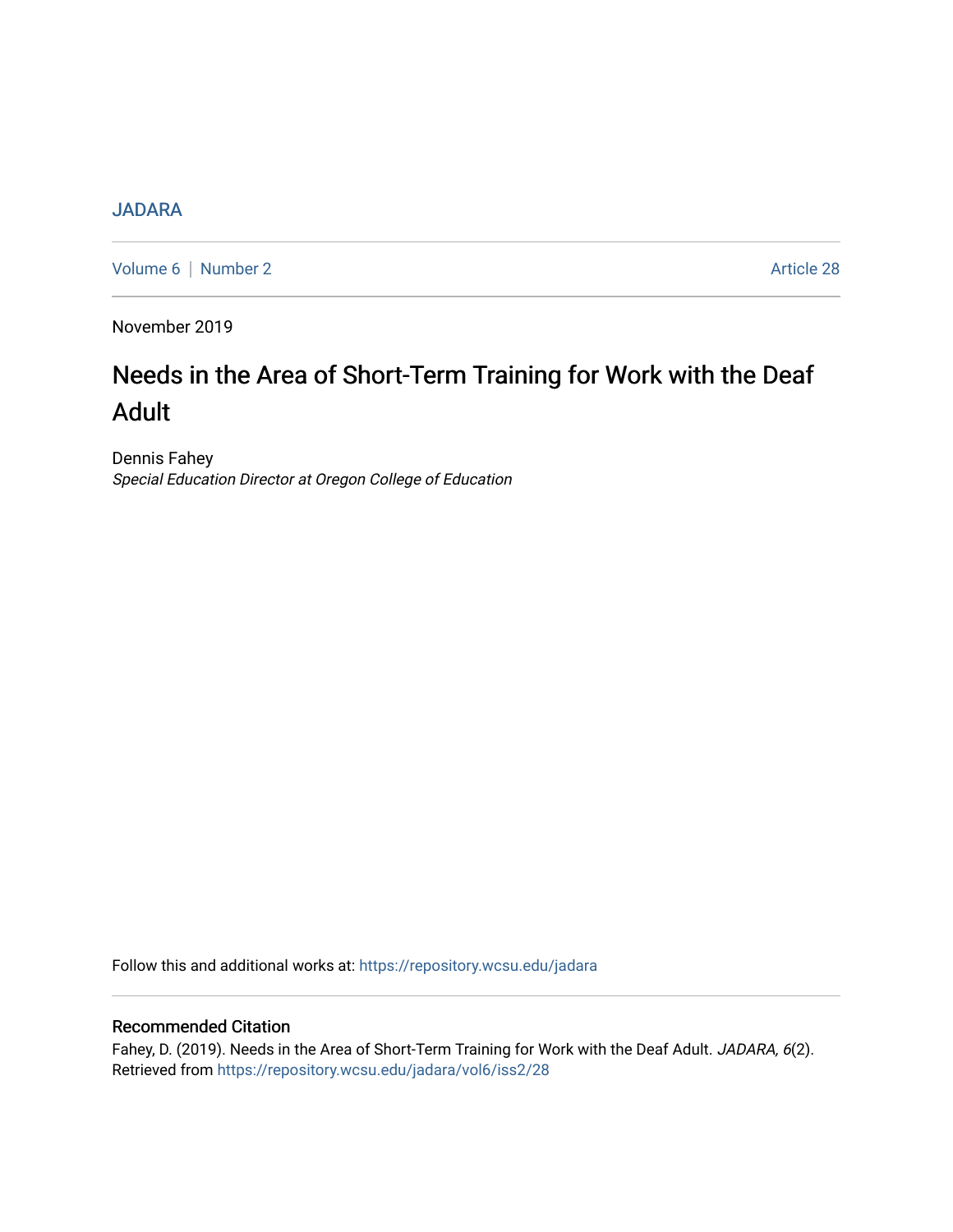JADARA

Volume 6 | Number 2 Article 28

November 2019

# Needs in the Area of Short-Term Training for Work with the Deaf Adult

Dennis Fahey
*Special Education Director at Oregon College of Education*

Follow this and additional works at: https://repository.wcsu.edu/jadara

## Recommended Citation

Fahey, D. (2019). Needs in the Area of Short-Term Training for Work with the Deaf Adult. *JADARA, 6*(2). Retrieved from https://repository.wcsu.edu/jadara/vol6/iss2/28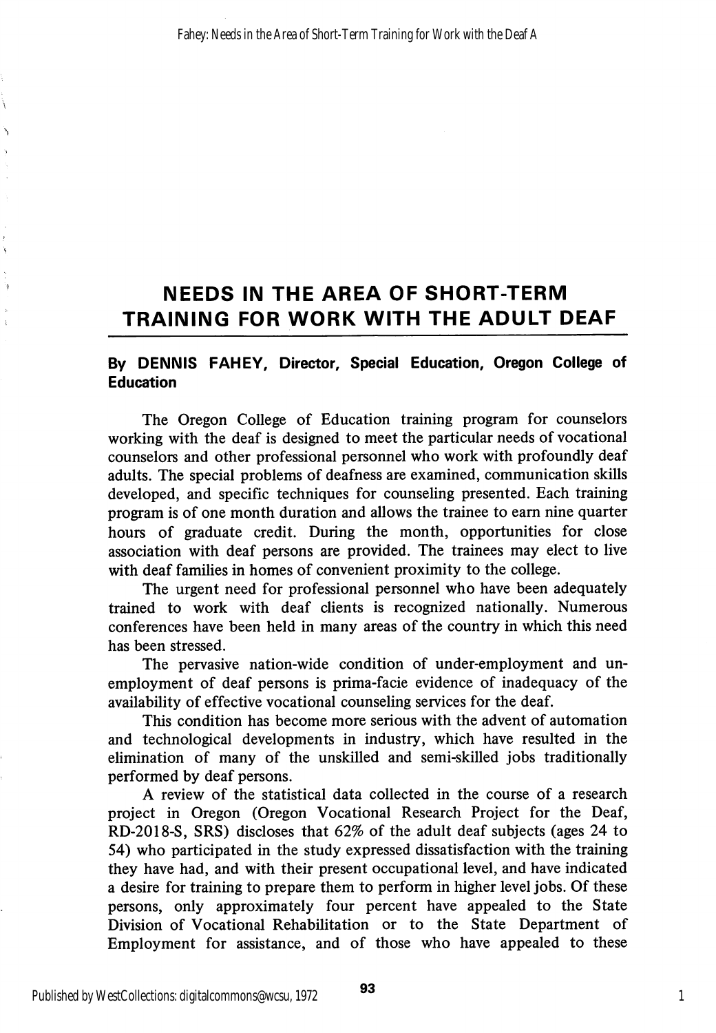# NEEDS IN THE AREA OF SHORT-TERM TRAINING FOR WORK WITH THE ADULT DEAF

**By DENNIS FAHEY, Director, Special Education, Oregon College of Education**

The Oregon College of Education training program for counselors working with the deaf is designed to meet the particular needs of vocational counselors and other professional personnel who work with profoundly deaf adults. The special problems of deafness are examined, communication skills developed, and specific techniques for counseling presented. Each training program is of one month duration and allows the trainee to earn nine quarter hours of graduate credit. During the month, opportunities for close association with deaf persons are provided. The trainees may elect to live with deaf families in homes of convenient proximity to the college.

The urgent need for professional personnel who have been adequately trained to work with deaf clients is recognized nationally. Numerous conferences have been held in many areas of the country in which this need has been stressed.

The pervasive nation-wide condition of under-employment and unemployment of deaf persons is prima-facie evidence of inadequacy of the availability of effective vocational counseling services for the deaf.

This condition has become more serious with the advent of automation and technological developments in industry, which have resulted in the elimination of many of the unskilled and semi-skilled jobs traditionally performed by deaf persons.

A review of the statistical data collected in the course of a research project in Oregon (Oregon Vocational Research Project for the Deaf, RD-2018-S, SRS) discloses that 62% of the adult deaf subjects (ages 24 to 54) who participated in the study expressed dissatisfaction with the training they have had, and with their present occupational level, and have indicated a desire for training to prepare them to perform in higher level jobs. Of these persons, only approximately four percent have appealed to the State Division of Vocational Rehabilitation or to the State Department of Employment for assistance, and of those who have appealed to these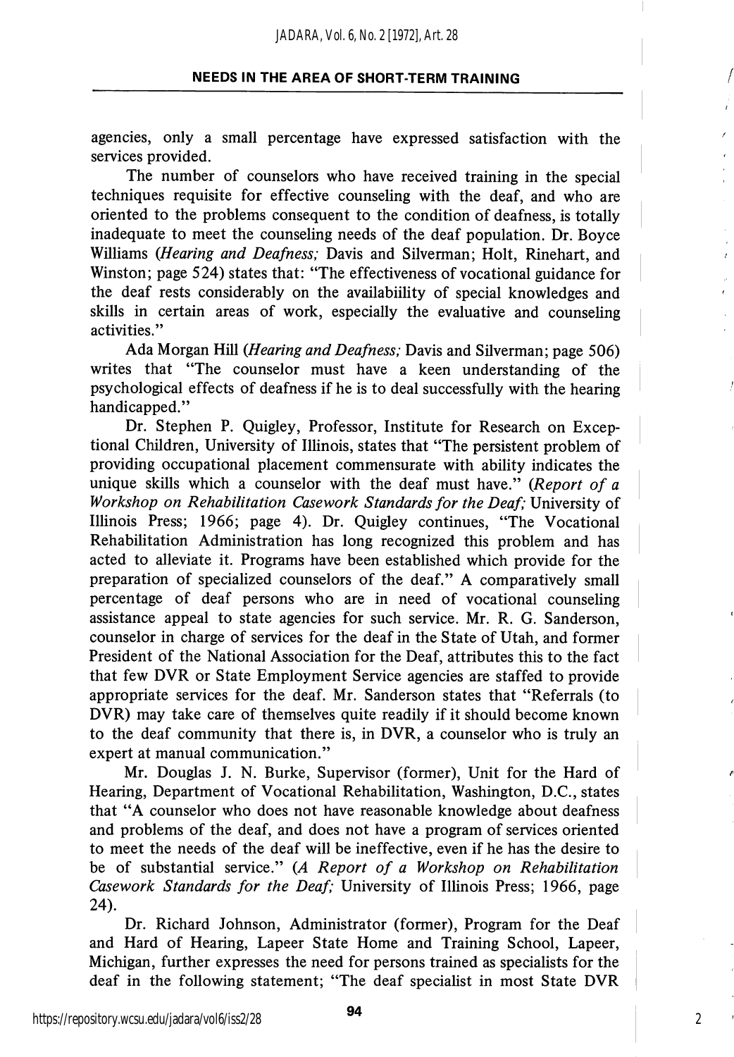agencies, only a small percentage have expressed satisfaction with the services provided.

The number of counselors who have received training in the special techniques requisite for effective counseling with the deaf, and who are oriented to the problems consequent to the condition of deafness, is totally inadequate to meet the counseling needs of the deaf population. Dr. Boyce Williams (*Hearing and Deafness;* Davis and Silverman; Holt, Rinehart, and Winston; page 524) states that: "The effectiveness of vocational guidance for the deaf rests considerably on the availabiility of special knowledges and skills in certain areas of work, especially the evaluative and counseling activities."

Ada Morgan Hill (*Hearing and Deafness;* Davis and Silverman; page 506) writes that "The counselor must have a keen understanding of the psychological effects of deafness if he is to deal successfully with the hearing handicapped."

Dr. Stephen P. Quigley, Professor, Institute for Research on Exceptional Children, University of Illinois, states that "The persistent problem of providing occupational placement commensurate with ability indicates the unique skills which a counselor with the deaf must have." (*Report of a Workshop on Rehabilitation Casework Standards for the Deaf;* University of Illinois Press; 1966; page 4). Dr. Quigley continues, "The Vocational Rehabilitation Administration has long recognized this problem and has acted to alleviate it. Programs have been established which provide for the preparation of specialized counselors of the deaf." A comparatively small percentage of deaf persons who are in need of vocational counseling assistance appeal to state agencies for such service. Mr. R. G. Sanderson, counselor in charge of services for the deaf in the State of Utah, and former President of the National Association for the Deaf, attributes this to the fact that few DVR or State Employment Service agencies are staffed to provide appropriate services for the deaf. Mr. Sanderson states that "Referrals (to DVR) may take care of themselves quite readily if it should become known to the deaf community that there is, in DVR, a counselor who is truly an expert at manual communication."

Mr. Douglas J. N. Burke, Supervisor (former), Unit for the Hard of Hearing, Department of Vocational Rehabilitation, Washington, D.C., states that "A counselor who does not have reasonable knowledge about deafness and problems of the deaf, and does not have a program of services oriented to meet the needs of the deaf will be ineffective, even if he has the desire to be of substantial service." (*A Report of a Workshop on Rehabilitation Casework Standards for the Deaf;* University of Illinois Press; 1966, page 24).

Dr. Richard Johnson, Administrator (former), Program for the Deaf and Hard of Hearing, Lapeer State Home and Training School, Lapeer, Michigan, further expresses the need for persons trained as specialists for the deaf in the following statement; "The deaf specialist in most State DVR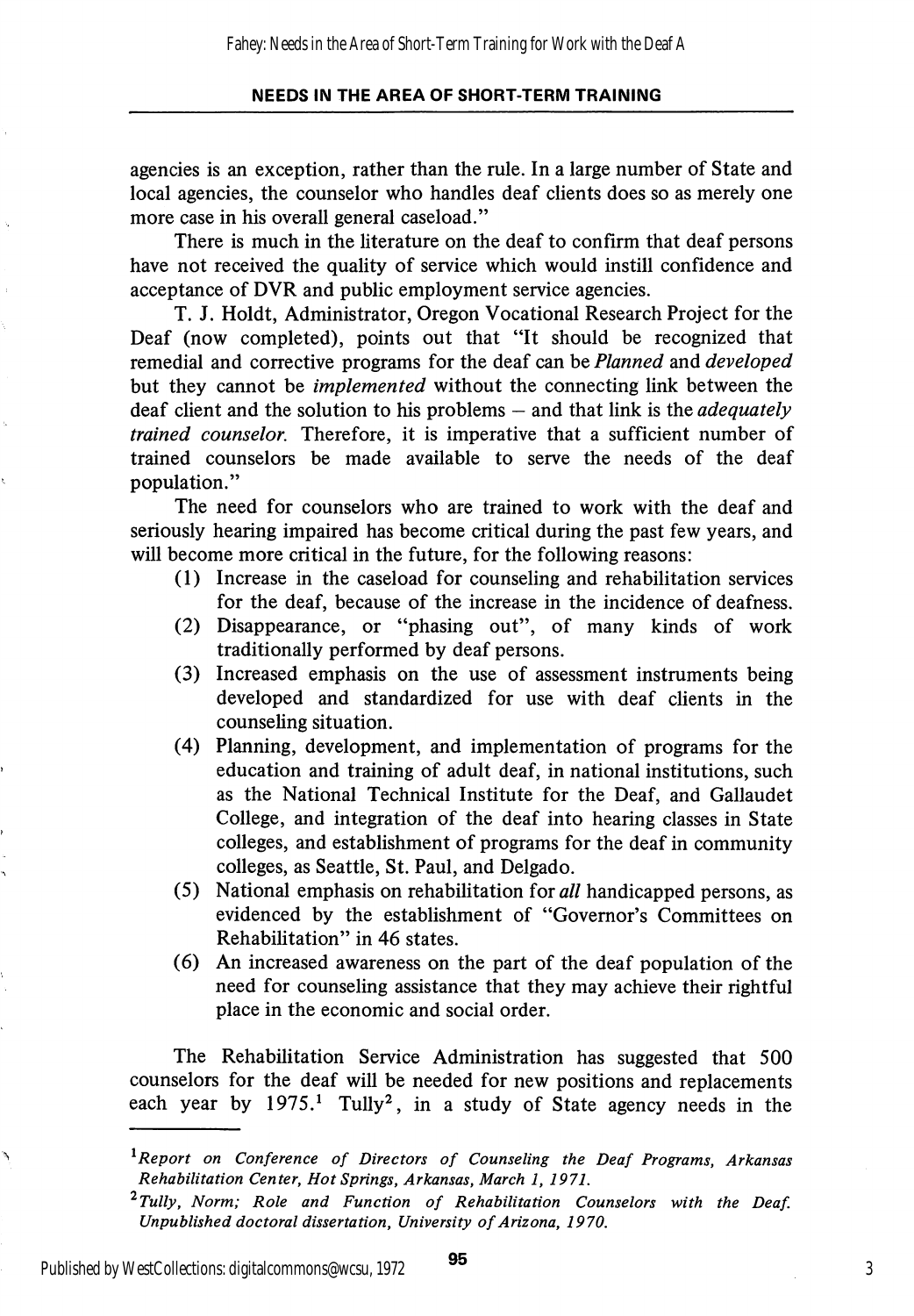agencies is an exception, rather than the rule. In a large number of State and local agencies, the counselor who handles deaf clients does so as merely one more case in his overall general caseload."

There is much in the literature on the deaf to confirm that deaf persons have not received the quality of service which would instill confidence and acceptance of DVR and public employment service agencies.

T. J. Holdt, Administrator, Oregon Vocational Research Project for the Deaf (now completed), points out that "It should be recognized that remedial and corrective programs for the deaf can be *Planned* and *developed* but they cannot be *implemented* without the connecting link between the deaf client and the solution to his problems – and that link is the *adequately trained counselor.* Therefore, it is imperative that a sufficient number of trained counselors be made available to serve the needs of the deaf population."

The need for counselors who are trained to work with the deaf and seriously hearing impaired has become critical during the past few years, and will become more critical in the future, for the following reasons:

(1) Increase in the caseload for counseling and rehabilitation services for the deaf, because of the increase in the incidence of deafness.
(2) Disappearance, or "phasing out", of many kinds of work traditionally performed by deaf persons.
(3) Increased emphasis on the use of assessment instruments being developed and standardized for use with deaf clients in the counseling situation.
(4) Planning, development, and implementation of programs for the education and training of adult deaf, in national institutions, such as the National Technical Institute for the Deaf, and Gallaudet College, and integration of the deaf into hearing classes in State colleges, and establishment of programs for the deaf in community colleges, as Seattle, St. Paul, and Delgado.
(5) National emphasis on rehabilitation for *all* handicapped persons, as evidenced by the establishment of "Governor's Committees on Rehabilitation" in 46 states.
(6) An increased awareness on the part of the deaf population of the need for counseling assistance that they may achieve their rightful place in the economic and social order.

The Rehabilitation Service Administration has suggested that 500 counselors for the deaf will be needed for new positions and replacements each year by 1975.[1] Tully[2], in a study of State agency needs in the

---

[1] *Report on Conference of Directors of Counseling the Deaf Programs, Arkansas Rehabilitation Center, Hot Springs, Arkansas, March 1, 1971.*

[2] *Tully, Norm; Role and Function of Rehabilitation Counselors with the Deaf. Unpublished doctoral dissertation, University of Arizona, 1970.*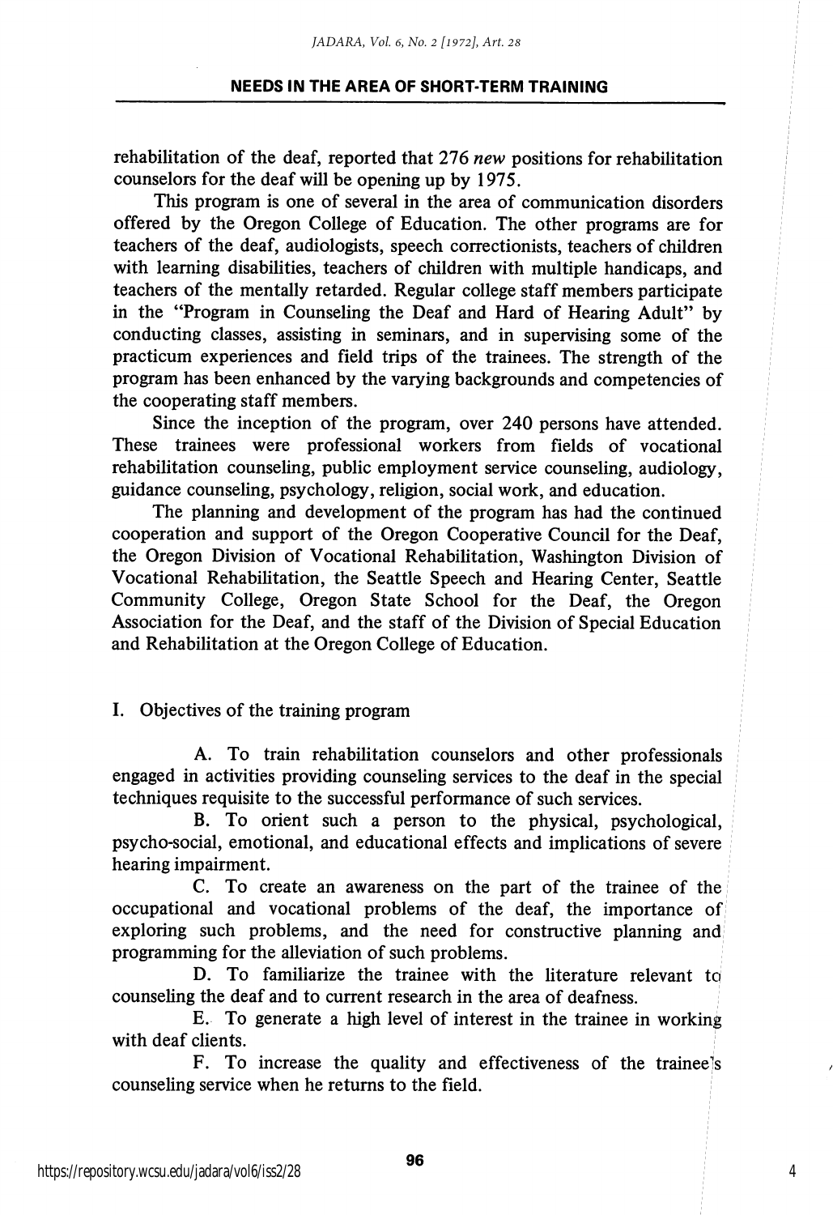rehabilitation of the deaf, reported that 276 *new* positions for rehabilitation counselors for the deaf will be opening up by 1975.

This program is one of several in the area of communication disorders offered by the Oregon College of Education. The other programs are for teachers of the deaf, audiologists, speech correctionists, teachers of children with learning disabilities, teachers of children with multiple handicaps, and teachers of the mentally retarded. Regular college staff members participate in the "Program in Counseling the Deaf and Hard of Hearing Adult" by conducting classes, assisting in seminars, and in supervising some of the practicum experiences and field trips of the trainees. The strength of the program has been enhanced by the varying backgrounds and competencies of the cooperating staff members.

Since the inception of the program, over 240 persons have attended. These trainees were professional workers from fields of vocational rehabilitation counseling, public employment service counseling, audiology, guidance counseling, psychology, religion, social work, and education.

The planning and development of the program has had the continued cooperation and support of the Oregon Cooperative Council for the Deaf, the Oregon Division of Vocational Rehabilitation, Washington Division of Vocational Rehabilitation, the Seattle Speech and Hearing Center, Seattle Community College, Oregon State School for the Deaf, the Oregon Association for the Deaf, and the staff of the Division of Special Education and Rehabilitation at the Oregon College of Education.

I. Objectives of the training program

A. To train rehabilitation counselors and other professionals engaged in activities providing counseling services to the deaf in the special techniques requisite to the successful performance of such services.

B. To orient such a person to the physical, psychological, psycho-social, emotional, and educational effects and implications of severe hearing impairment.

C. To create an awareness on the part of the trainee of the occupational and vocational problems of the deaf, the importance of exploring such problems, and the need for constructive planning and programming for the alleviation of such problems.

D. To familiarize the trainee with the literature relevant to counseling the deaf and to current research in the area of deafness.

E. To generate a high level of interest in the trainee in working with deaf clients.

F. To increase the quality and effectiveness of the trainee's counseling service when he returns to the field.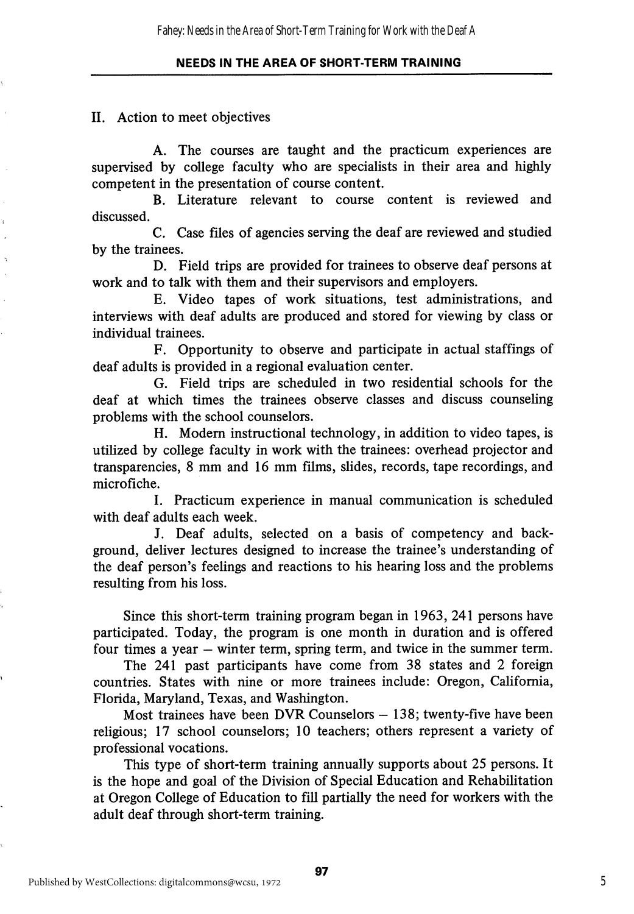II. Action to meet objectives

A. The courses are taught and the practicum experiences are supervised by college faculty who are specialists in their area and highly competent in the presentation of course content.

B. Literature relevant to course content is reviewed and discussed.

C. Case files of agencies serving the deaf are reviewed and studied by the trainees.

D. Field trips are provided for trainees to observe deaf persons at work and to talk with them and their supervisors and employers.

E. Video tapes of work situations, test administrations, and interviews with deaf adults are produced and stored for viewing by class or individual trainees.

F. Opportunity to observe and participate in actual staffings of deaf adults is provided in a regional evaluation center.

G. Field trips are scheduled in two residential schools for the deaf at which times the trainees observe classes and discuss counseling problems with the school counselors.

H. Modern instructional technology, in addition to video tapes, is utilized by college faculty in work with the trainees: overhead projector and transparencies, 8 mm and 16 mm films, slides, records, tape recordings, and microfiche.

I. Practicum experience in manual communication is scheduled with deaf adults each week.

J. Deaf adults, selected on a basis of competency and background, deliver lectures designed to increase the trainee's understanding of the deaf person's feelings and reactions to his hearing loss and the problems resulting from his loss.

Since this short-term training program began in 1963, 241 persons have participated. Today, the program is one month in duration and is offered four times a year – winter term, spring term, and twice in the summer term.

The 241 past participants have come from 38 states and 2 foreign countries. States with nine or more trainees include: Oregon, California, Florida, Maryland, Texas, and Washington.

Most trainees have been DVR Counselors – 138; twenty-five have been religious; 17 school counselors; 10 teachers; others represent a variety of professional vocations.

This type of short-term training annually supports about 25 persons. It is the hope and goal of the Division of Special Education and Rehabilitation at Oregon College of Education to fill partially the need for workers with the adult deaf through short-term training.